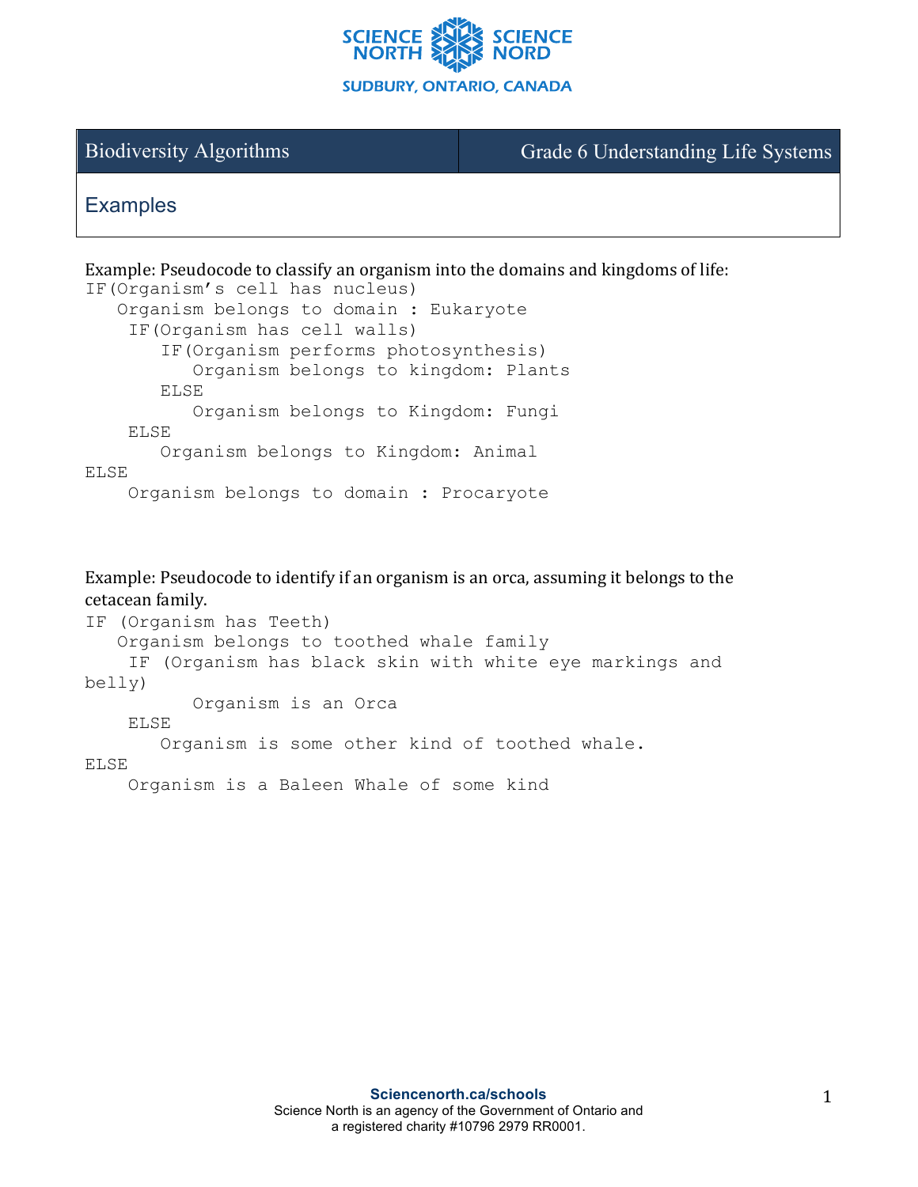SCIENCE NORTH SCIENCE NORD

SUDBURY, ONTARIO, CANADA

| Biodiversity Algorithms | Grade 6 Understanding Life Systems |
| --- | --- |

## Examples

Example: Pseudocode to classify an organism into the domains and kingdoms of life:

```
IF(Organism’s cell has nucleus)
   Organism belongs to domain : Eukaryote
    IF(Organism has cell walls)
       IF(Organism performs photosynthesis)
          Organism belongs to kingdom: Plants
       ELSE
          Organism belongs to Kingdom: Fungi
    ELSE
       Organism belongs to Kingdom: Animal
ELSE
    Organism belongs to domain : Procaryote
```

Example: Pseudocode to identify if an organism is an orca, assuming it belongs to the cetacean family.

```
IF (Organism has Teeth)
   Organism belongs to toothed whale family
    IF (Organism has black skin with white eye markings and
belly)
          Organism is an Orca
    ELSE
       Organism is some other kind of toothed whale.
ELSE
    Organism is a Baleen Whale of some kind
```

**Sciencenorth.ca/schools**
Science North is an agency of the Government of Ontario and
a registered charity #10796 2979 RR0001.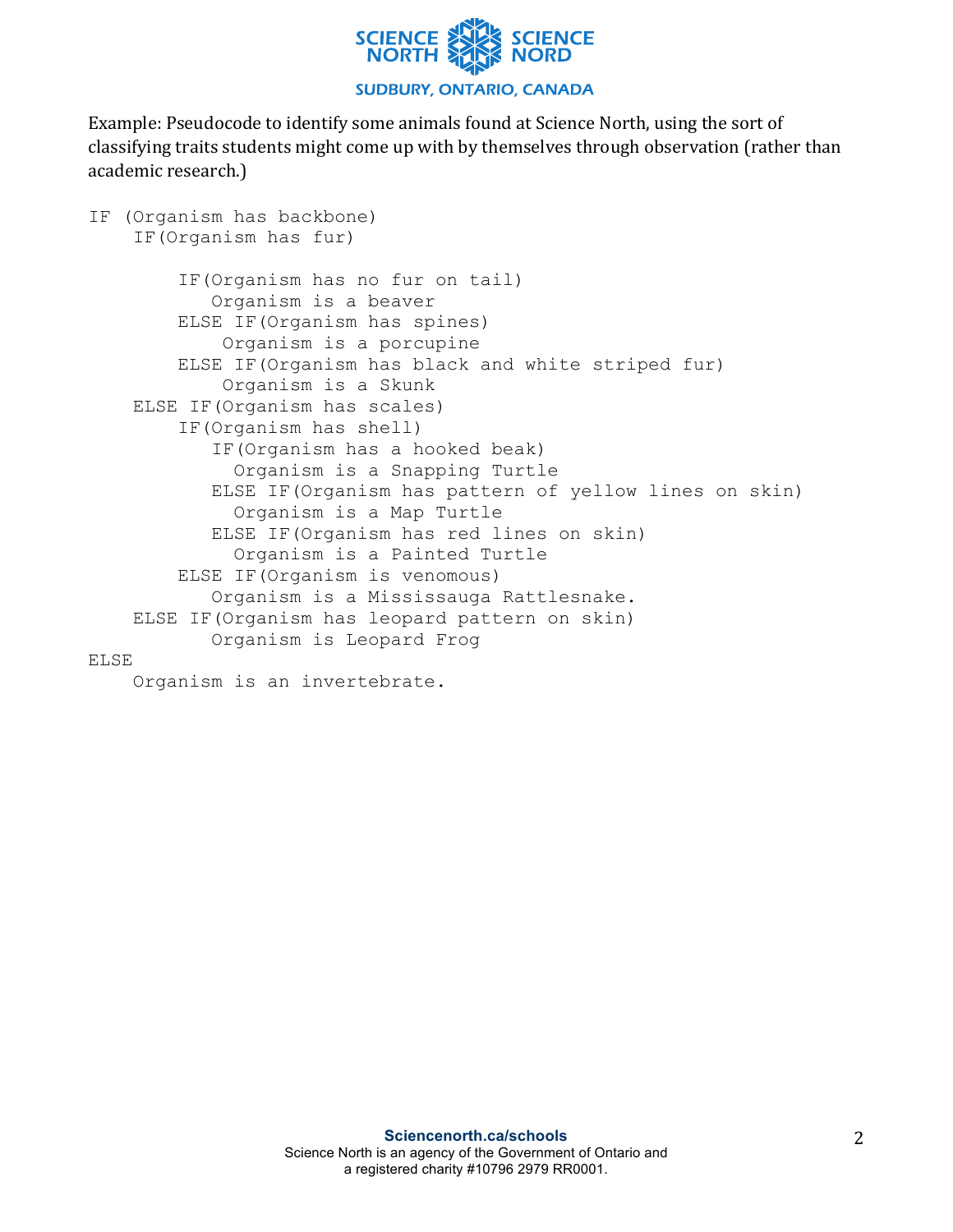Example: Pseudocode to identify some animals found at Science North, using the sort of classifying traits students might come up with by themselves through observation (rather than academic research.)

```
IF (Organism has backbone)
    IF(Organism has fur)

        IF(Organism has no fur on tail)
           Organism is a beaver
        ELSE IF(Organism has spines)
            Organism is a porcupine
        ELSE IF(Organism has black and white striped fur)
            Organism is a Skunk
    ELSE IF(Organism has scales)
        IF(Organism has shell)
           IF(Organism has a hooked beak)
             Organism is a Snapping Turtle
           ELSE IF(Organism has pattern of yellow lines on skin)
             Organism is a Map Turtle
           ELSE IF(Organism has red lines on skin)
             Organism is a Painted Turtle
        ELSE IF(Organism is venomous)
           Organism is a Mississauga Rattlesnake.
    ELSE IF(Organism has leopard pattern on skin)
           Organism is Leopard Frog
ELSE
    Organism is an invertebrate.
```